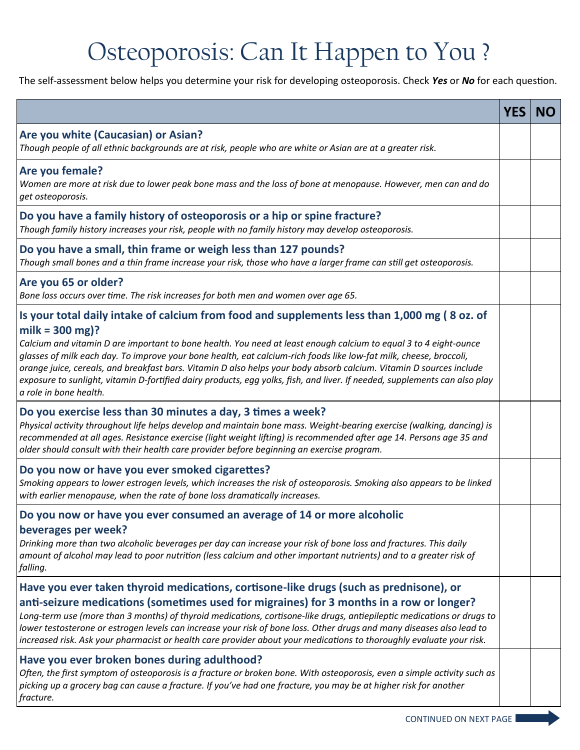# Osteoporosis: Can It Happen to You ?

The self-assessment below helps you determine your risk for developing osteoporosis. Check ***Yes*** or ***No*** for each question.

| | YES | NO |
|---|---|---|
| **Are you white (Caucasian) or Asian?**<br>*Though people of all ethnic backgrounds are at risk, people who are white or Asian are at a greater risk.* | | |
| **Are you female?**<br>*Women are more at risk due to lower peak bone mass and the loss of bone at menopause. However, men can and do get osteoporosis.* | | |
| **Do you have a family history of osteoporosis or a hip or spine fracture?**<br>*Though family history increases your risk, people with no family history may develop osteoporosis.* | | |
| **Do you have a small, thin frame or weigh less than 127 pounds?**<br>*Though small bones and a thin frame increase your risk, those who have a larger frame can still get osteoporosis.* | | |
| **Are you 65 or older?**<br>*Bone loss occurs over time. The risk increases for both men and women over age 65.* | | |
| **Is your total daily intake of calcium from food and supplements less than 1,000 mg ( 8 oz. of milk = 300 mg)?**<br>*Calcium and vitamin D are important to bone health. You need at least enough calcium to equal 3 to 4 eight-ounce glasses of milk each day. To improve your bone health, eat calcium-rich foods like low-fat milk, cheese, broccoli, orange juice, cereals, and breakfast bars. Vitamin D also helps your body absorb calcium. Vitamin D sources include exposure to sunlight, vitamin D-fortified dairy products, egg yolks, fish, and liver. If needed, supplements can also play a role in bone health.* | | |
| **Do you exercise less than 30 minutes a day, 3 times a week?**<br>*Physical activity throughout life helps develop and maintain bone mass. Weight-bearing exercise (walking, dancing) is recommended at all ages. Resistance exercise (light weight lifting) is recommended after age 14. Persons age 35 and older should consult with their health care provider before beginning an exercise program.* | | |
| **Do you now or have you ever smoked cigarettes?**<br>*Smoking appears to lower estrogen levels, which increases the risk of osteoporosis. Smoking also appears to be linked with earlier menopause, when the rate of bone loss dramatically increases.* | | |
| **Do you now or have you ever consumed an average of 14 or more alcoholic beverages per week?**<br>*Drinking more than two alcoholic beverages per day can increase your risk of bone loss and fractures. This daily amount of alcohol may lead to poor nutrition (less calcium and other important nutrients) and to a greater risk of falling.* | | |
| **Have you ever taken thyroid medications, cortisone-like drugs (such as prednisone), or anti-seizure medications (sometimes used for migraines) for 3 months in a row or longer?**<br>*Long-term use (more than 3 months) of thyroid medications, cortisone-like drugs, antiepileptic medications or drugs to lower testosterone or estrogen levels can increase your risk of bone loss. Other drugs and many diseases also lead to increased risk. Ask your pharmacist or health care provider about your medications to thoroughly evaluate your risk.* | | |
| **Have you ever broken bones during adulthood?**<br>*Often, the first symptom of osteoporosis is a fracture or broken bone. With osteoporosis, even a simple activity such as picking up a grocery bag can cause a fracture. If you've had one fracture, you may be at higher risk for another fracture.* | | |

CONTINUED ON NEXT PAGE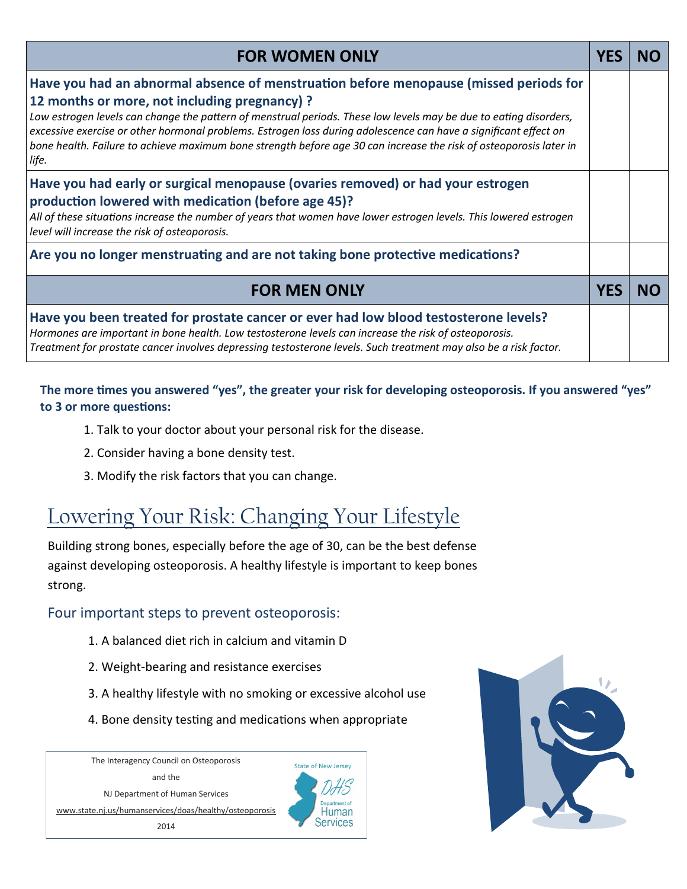| FOR WOMEN ONLY | YES | NO |
|---|---|---|
| **Have you had an abnormal absence of menstruation before menopause (missed periods for 12 months or more, not including pregnancy) ?** *Low estrogen levels can change the pattern of menstrual periods. These low levels may be due to eating disorders, excessive exercise or other hormonal problems. Estrogen loss during adolescence can have a significant effect on bone health. Failure to achieve maximum bone strength before age 30 can increase the risk of osteoporosis later in life.* | | |
| **Have you had early or surgical menopause (ovaries removed) or had your estrogen production lowered with medication (before age 45)?** *All of these situations increase the number of years that women have lower estrogen levels. This lowered estrogen level will increase the risk of osteoporosis.* | | |
| **Are you no longer menstruating and are not taking bone protective medications?** | | |

| FOR MEN ONLY | YES | NO |
|---|---|---|
| **Have you been treated for prostate cancer or ever had low blood testosterone levels?** *Hormones are important in bone health. Low testosterone levels can increase the risk of osteoporosis. Treatment for prostate cancer involves depressing testosterone levels. Such treatment may also be a risk factor.* | | |

**The more times you answered "yes", the greater your risk for developing osteoporosis. If you answered "yes" to 3 or more questions:**

1. Talk to your doctor about your personal risk for the disease.
2. Consider having a bone density test.
3. Modify the risk factors that you can change.

# Lowering Your Risk: Changing Your Lifestyle

Building strong bones, especially before the age of 30, can be the best defense against developing osteoporosis. A healthy lifestyle is important to keep bones strong.

## Four important steps to prevent osteoporosis:

1. A balanced diet rich in calcium and vitamin D
2. Weight-bearing and resistance exercises
3. A healthy lifestyle with no smoking or excessive alcohol use
4. Bone density testing and medications when appropriate

The Interagency Council on Osteoporosis

and the

NJ Department of Human Services

www.state.nj.us/humanservices/doas/healthy/osteoporosis

2014

State of New Jersey DHS Department of Human Services